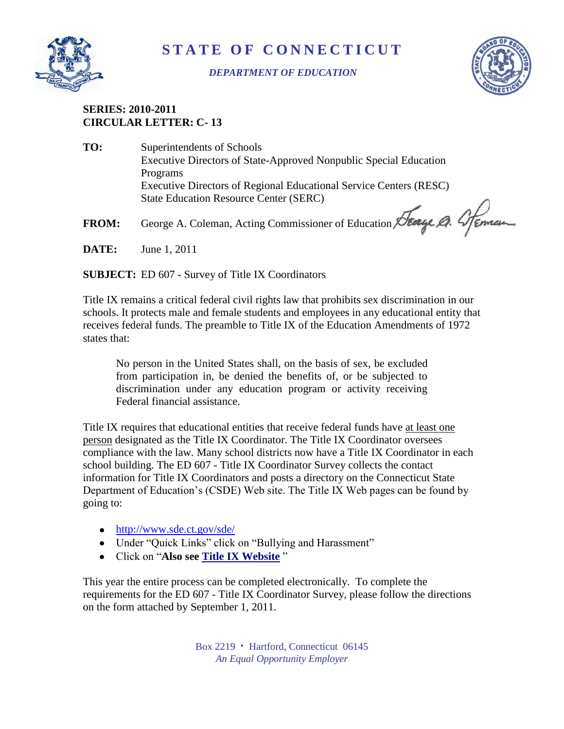# STATE OF CONNECTICUT

*DEPARTMENT OF EDUCATION*

**SERIES: 2010-2011**
**CIRCULAR LETTER: C- 13**

**TO:** Superintendents of Schools
Executive Directors of State-Approved Nonpublic Special Education Programs
Executive Directors of Regional Educational Service Centers (RESC)
State Education Resource Center (SERC)

**FROM:** George A. Coleman, Acting Commissioner of Education

**DATE:** June 1, 2011

**SUBJECT:** ED 607 - Survey of Title IX Coordinators

Title IX remains a critical federal civil rights law that prohibits sex discrimination in our schools. It protects male and female students and employees in any educational entity that receives federal funds. The preamble to Title IX of the Education Amendments of 1972 states that:

> No person in the United States shall, on the basis of sex, be excluded from participation in, be denied the benefits of, or be subjected to discrimination under any education program or activity receiving Federal financial assistance.

Title IX requires that educational entities that receive federal funds have at least one person designated as the Title IX Coordinator. The Title IX Coordinator oversees compliance with the law. Many school districts now have a Title IX Coordinator in each school building. The ED 607 - Title IX Coordinator Survey collects the contact information for Title IX Coordinators and posts a directory on the Connecticut State Department of Education's (CSDE) Web site. The Title IX Web pages can be found by going to:

- http://www.sde.ct.gov/sde/
- Under "Quick Links" click on "Bullying and Harassment"
- Click on "**Also see Title IX Website** "

This year the entire process can be completed electronically. To complete the requirements for the ED 607 - Title IX Coordinator Survey, please follow the directions on the form attached by September 1, 2011.

Box 2219 · Hartford, Connecticut 06145
*An Equal Opportunity Employer*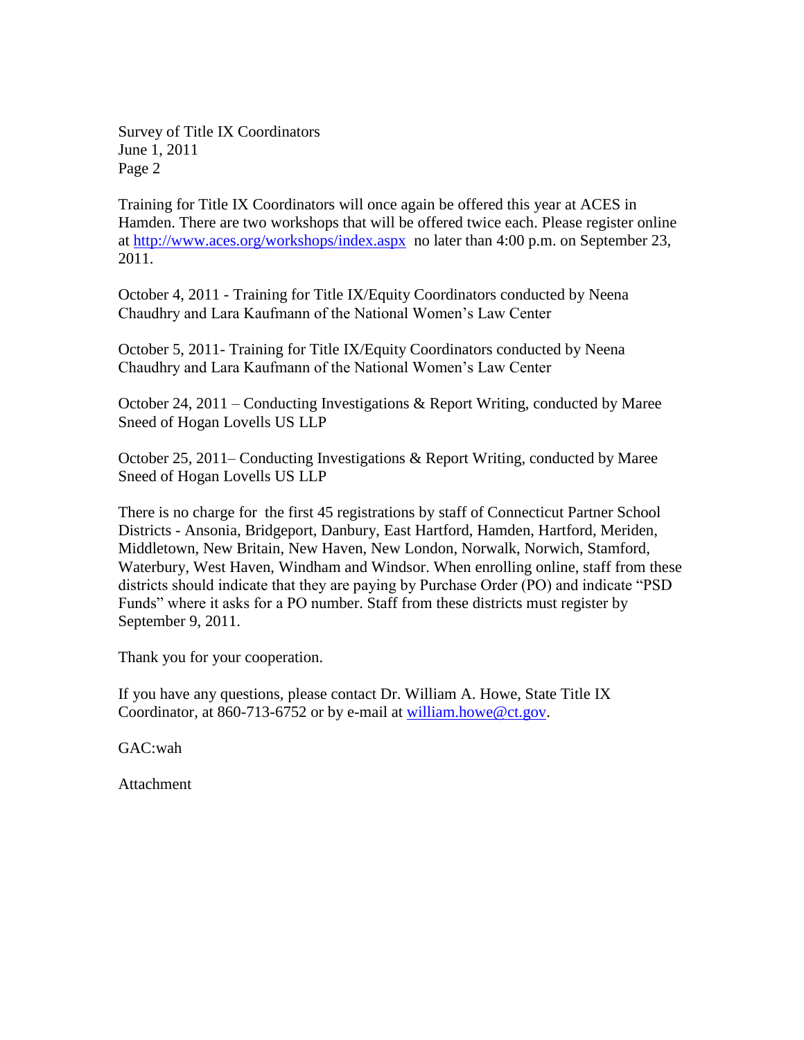Training for Title IX Coordinators will once again be offered this year at ACES in Hamden. There are two workshops that will be offered twice each. Please register online at http://www.aces.org/workshops/index.aspx no later than 4:00 p.m. on September 23, 2011.

October 4, 2011 - Training for Title IX/Equity Coordinators conducted by Neena Chaudhry and Lara Kaufmann of the National Women's Law Center

October 5, 2011- Training for Title IX/Equity Coordinators conducted by Neena Chaudhry and Lara Kaufmann of the National Women's Law Center

October 24, 2011 – Conducting Investigations & Report Writing, conducted by Maree Sneed of Hogan Lovells US LLP

October 25, 2011– Conducting Investigations & Report Writing, conducted by Maree Sneed of Hogan Lovells US LLP

There is no charge for the first 45 registrations by staff of Connecticut Partner School Districts - Ansonia, Bridgeport, Danbury, East Hartford, Hamden, Hartford, Meriden, Middletown, New Britain, New Haven, New London, Norwalk, Norwich, Stamford, Waterbury, West Haven, Windham and Windsor. When enrolling online, staff from these districts should indicate that they are paying by Purchase Order (PO) and indicate "PSD Funds" where it asks for a PO number. Staff from these districts must register by September 9, 2011.

Thank you for your cooperation.

If you have any questions, please contact Dr. William A. Howe, State Title IX Coordinator, at 860-713-6752 or by e-mail at william.howe@ct.gov.

GAC:wah

Attachment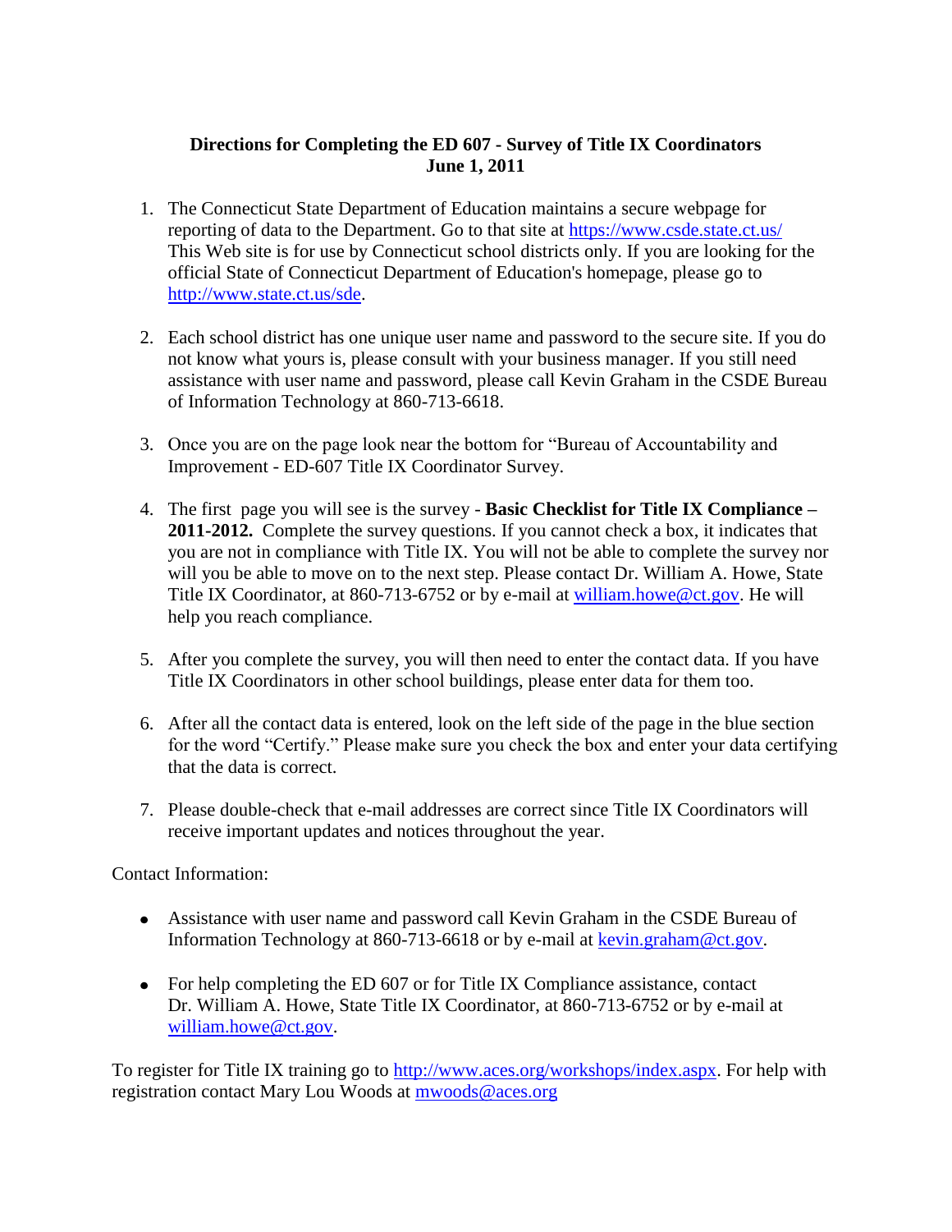**Directions for Completing the ED 607 - Survey of Title IX Coordinators**
**June 1, 2011**

1. The Connecticut State Department of Education maintains a secure webpage for reporting of data to the Department. Go to that site at https://www.csde.state.ct.us/ This Web site is for use by Connecticut school districts only. If you are looking for the official State of Connecticut Department of Education's homepage, please go to http://www.state.ct.us/sde.

2. Each school district has one unique user name and password to the secure site. If you do not know what yours is, please consult with your business manager. If you still need assistance with user name and password, please call Kevin Graham in the CSDE Bureau of Information Technology at 860-713-6618.

3. Once you are on the page look near the bottom for "Bureau of Accountability and Improvement - ED-607 Title IX Coordinator Survey.

4. The first page you will see is the survey - **Basic Checklist for Title IX Compliance – 2011-2012.** Complete the survey questions. If you cannot check a box, it indicates that you are not in compliance with Title IX. You will not be able to complete the survey nor will you be able to move on to the next step. Please contact Dr. William A. Howe, State Title IX Coordinator, at 860-713-6752 or by e-mail at william.howe@ct.gov. He will help you reach compliance.

5. After you complete the survey, you will then need to enter the contact data. If you have Title IX Coordinators in other school buildings, please enter data for them too.

6. After all the contact data is entered, look on the left side of the page in the blue section for the word "Certify." Please make sure you check the box and enter your data certifying that the data is correct.

7. Please double-check that e-mail addresses are correct since Title IX Coordinators will receive important updates and notices throughout the year.

Contact Information:

- Assistance with user name and password call Kevin Graham in the CSDE Bureau of Information Technology at 860-713-6618 or by e-mail at kevin.graham@ct.gov.

- For help completing the ED 607 or for Title IX Compliance assistance, contact Dr. William A. Howe, State Title IX Coordinator, at 860-713-6752 or by e-mail at william.howe@ct.gov.

To register for Title IX training go to http://www.aces.org/workshops/index.aspx. For help with registration contact Mary Lou Woods at mwoods@aces.org